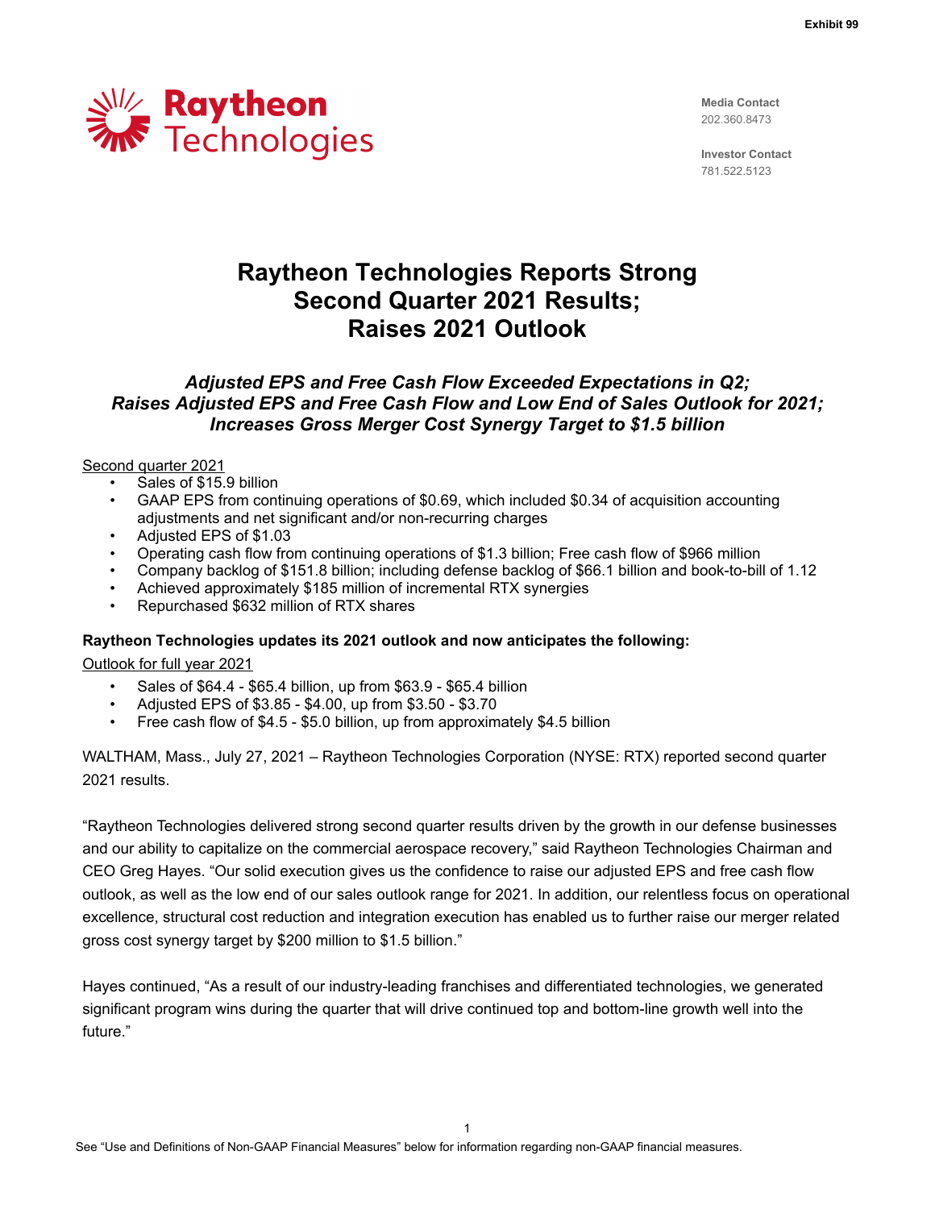Exhibit 99

**Raytheon Technologies**

**Media Contact**
202.360.8473

**Investor Contact**
781.522.5123

# Raytheon Technologies Reports Strong Second Quarter 2021 Results; Raises 2021 Outlook

## *Adjusted EPS and Free Cash Flow Exceeded Expectations in Q2; Raises Adjusted EPS and Free Cash Flow and Low End of Sales Outlook for 2021; Increases Gross Merger Cost Synergy Target to $1.5 billion*

<u>Second quarter 2021</u>

- Sales of $15.9 billion
- GAAP EPS from continuing operations of $0.69, which included $0.34 of acquisition accounting adjustments and net significant and/or non-recurring charges
- Adjusted EPS of $1.03
- Operating cash flow from continuing operations of $1.3 billion; Free cash flow of $966 million
- Company backlog of $151.8 billion; including defense backlog of $66.1 billion and book-to-bill of 1.12
- Achieved approximately $185 million of incremental RTX synergies
- Repurchased $632 million of RTX shares

**Raytheon Technologies updates its 2021 outlook and now anticipates the following:**

<u>Outlook for full year 2021</u>

- Sales of $64.4 - $65.4 billion, up from $63.9 - $65.4 billion
- Adjusted EPS of $3.85 - $4.00, up from $3.50 - $3.70
- Free cash flow of $4.5 - $5.0 billion, up from approximately $4.5 billion

WALTHAM, Mass., July 27, 2021 – Raytheon Technologies Corporation (NYSE: RTX) reported second quarter 2021 results.

"Raytheon Technologies delivered strong second quarter results driven by the growth in our defense businesses and our ability to capitalize on the commercial aerospace recovery," said Raytheon Technologies Chairman and CEO Greg Hayes. "Our solid execution gives us the confidence to raise our adjusted EPS and free cash flow outlook, as well as the low end of our sales outlook range for 2021. In addition, our relentless focus on operational excellence, structural cost reduction and integration execution has enabled us to further raise our merger related gross cost synergy target by $200 million to $1.5 billion."

Hayes continued, "As a result of our industry-leading franchises and differentiated technologies, we generated significant program wins during the quarter that will drive continued top and bottom-line growth well into the future."

See "Use and Definitions of Non-GAAP Financial Measures" below for information regarding non-GAAP financial measures.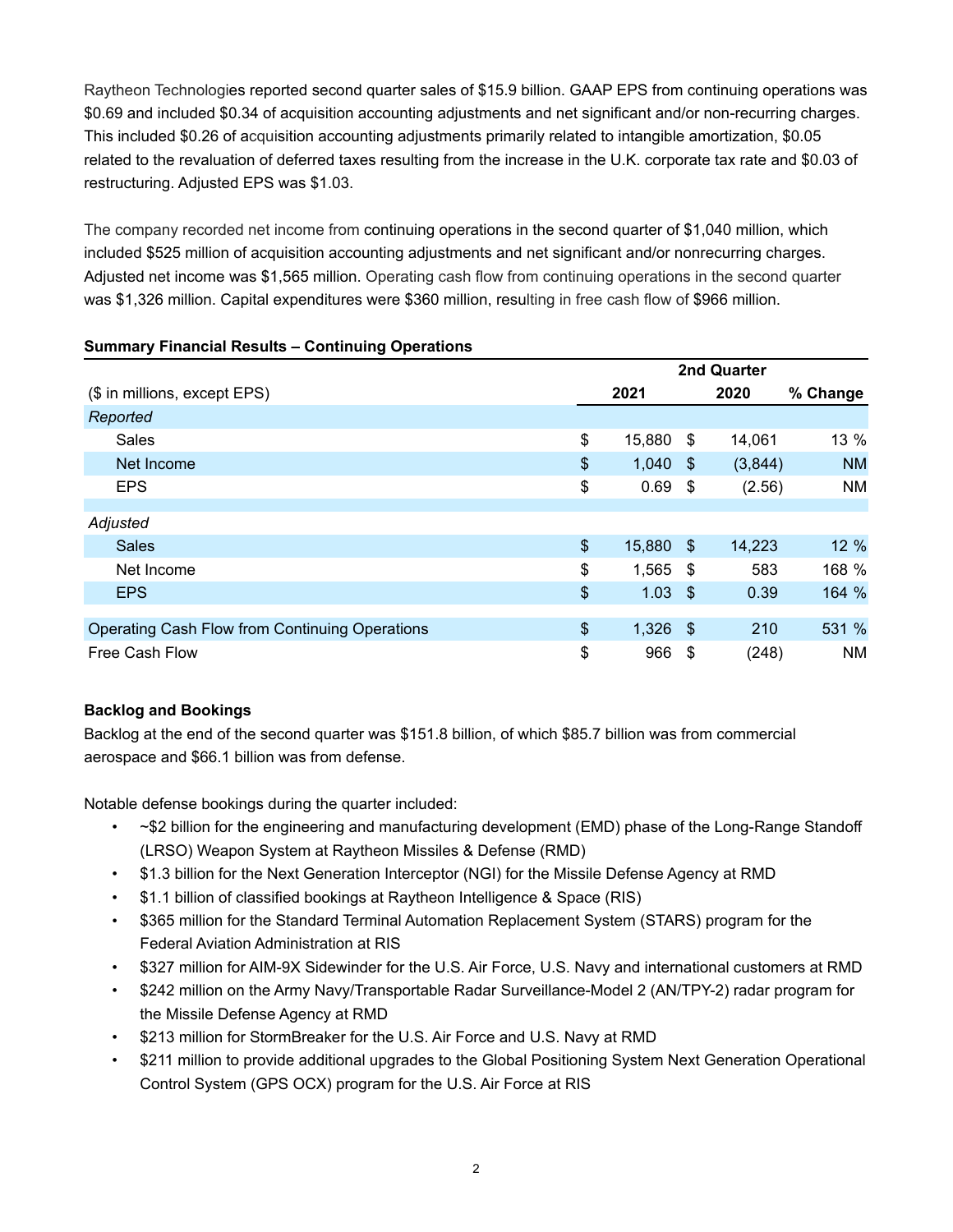Raytheon Technologies reported second quarter sales of $15.9 billion. GAAP EPS from continuing operations was $0.69 and included $0.34 of acquisition accounting adjustments and net significant and/or non-recurring charges. This included $0.26 of acquisition accounting adjustments primarily related to intangible amortization, $0.05 related to the revaluation of deferred taxes resulting from the increase in the U.K. corporate tax rate and $0.03 of restructuring. Adjusted EPS was $1.03.

The company recorded net income from continuing operations in the second quarter of $1,040 million, which included $525 million of acquisition accounting adjustments and net significant and/or nonrecurring charges. Adjusted net income was $1,565 million. Operating cash flow from continuing operations in the second quarter was $1,326 million. Capital expenditures were $360 million, resulting in free cash flow of $966 million.

**Summary Financial Results – Continuing Operations**

| | 2nd Quarter | | |
|---|---|---|---|
| ($ in millions, except EPS) | 2021 | 2020 | % Change |
| *Reported* | | | |
| Sales | $ 15,880 | $ 14,061 | 13 % |
| Net Income | $ 1,040 | $ (3,844) | NM |
| EPS | $ 0.69 | $ (2.56) | NM |
| | | | |
| *Adjusted* | | | |
| Sales | $ 15,880 | $ 14,223 | 12 % |
| Net Income | $ 1,565 | $ 583 | 168 % |
| EPS | $ 1.03 | $ 0.39 | 164 % |
| | | | |
| Operating Cash Flow from Continuing Operations | $ 1,326 | $ 210 | 531 % |
| Free Cash Flow | $ 966 | $ (248) | NM |

**Backlog and Bookings**

Backlog at the end of the second quarter was $151.8 billion, of which $85.7 billion was from commercial aerospace and $66.1 billion was from defense.

Notable defense bookings during the quarter included:

- ~$2 billion for the engineering and manufacturing development (EMD) phase of the Long-Range Standoff (LRSO) Weapon System at Raytheon Missiles & Defense (RMD)
- $1.3 billion for the Next Generation Interceptor (NGI) for the Missile Defense Agency at RMD
- $1.1 billion of classified bookings at Raytheon Intelligence & Space (RIS)
- $365 million for the Standard Terminal Automation Replacement System (STARS) program for the Federal Aviation Administration at RIS
- $327 million for AIM-9X Sidewinder for the U.S. Air Force, U.S. Navy and international customers at RMD
- $242 million on the Army Navy/Transportable Radar Surveillance-Model 2 (AN/TPY-2) radar program for the Missile Defense Agency at RMD
- $213 million for StormBreaker for the U.S. Air Force and U.S. Navy at RMD
- $211 million to provide additional upgrades to the Global Positioning System Next Generation Operational Control System (GPS OCX) program for the U.S. Air Force at RIS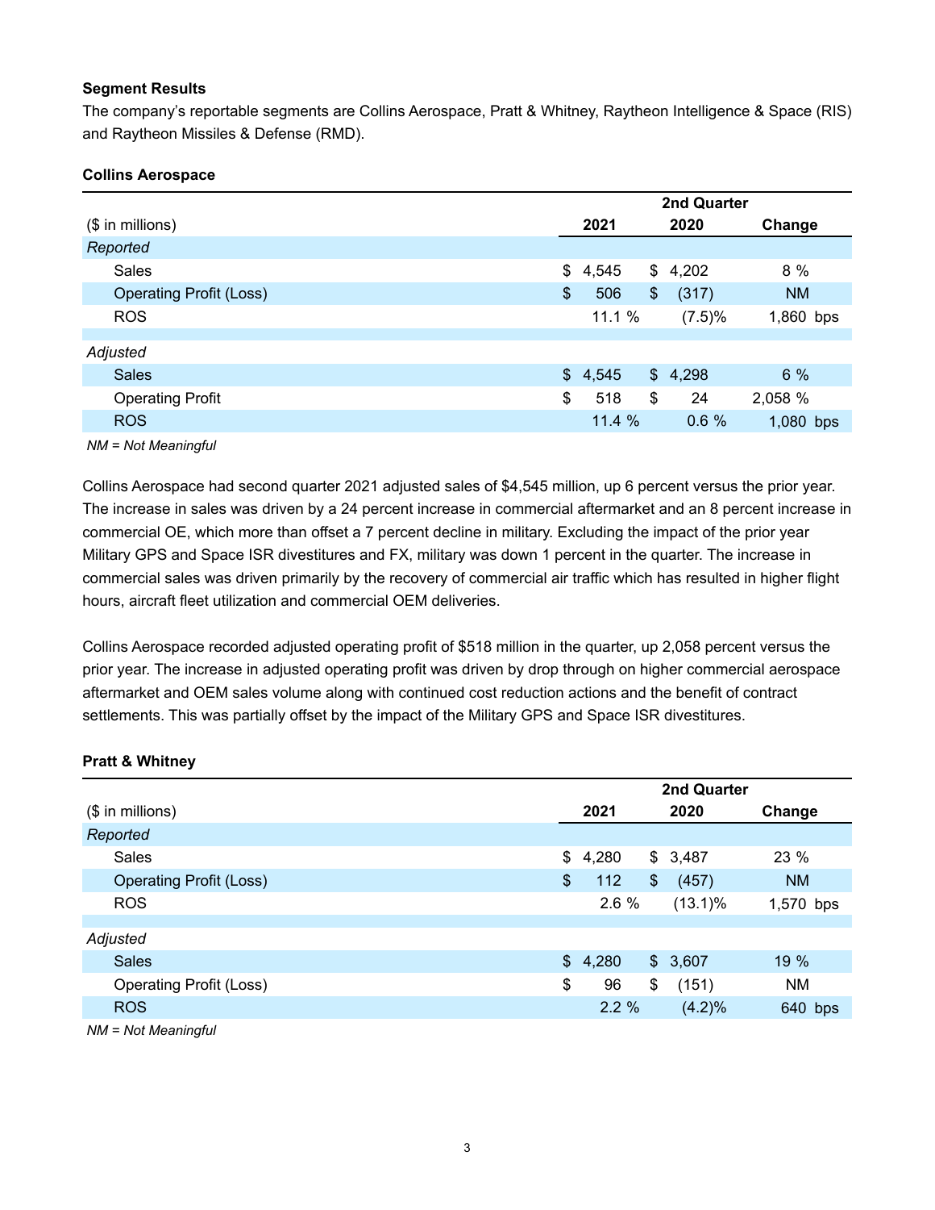### Segment Results

The company's reportable segments are Collins Aerospace, Pratt & Whitney, Raytheon Intelligence & Space (RIS) and Raytheon Missiles & Defense (RMD).

#### Collins Aerospace

| ($ in millions) | 2nd Quarter 2021 | 2nd Quarter 2020 | Change |
|---|---|---|---|
| *Reported* | | | |
| Sales | $ 4,545 | $ 4,202 | 8 % |
| Operating Profit (Loss) | $ 506 | $ (317) | NM |
| ROS | 11.1 % | (7.5)% | 1,860 bps |
| *Adjusted* | | | |
| Sales | $ 4,545 | $ 4,298 | 6 % |
| Operating Profit | $ 518 | $ 24 | 2,058 % |
| ROS | 11.4 % | 0.6 % | 1,080 bps |

*NM = Not Meaningful*

Collins Aerospace had second quarter 2021 adjusted sales of $4,545 million, up 6 percent versus the prior year. The increase in sales was driven by a 24 percent increase in commercial aftermarket and an 8 percent increase in commercial OE, which more than offset a 7 percent decline in military. Excluding the impact of the prior year Military GPS and Space ISR divestitures and FX, military was down 1 percent in the quarter. The increase in commercial sales was driven primarily by the recovery of commercial air traffic which has resulted in higher flight hours, aircraft fleet utilization and commercial OEM deliveries.

Collins Aerospace recorded adjusted operating profit of $518 million in the quarter, up 2,058 percent versus the prior year. The increase in adjusted operating profit was driven by drop through on higher commercial aerospace aftermarket and OEM sales volume along with continued cost reduction actions and the benefit of contract settlements. This was partially offset by the impact of the Military GPS and Space ISR divestitures.

#### Pratt & Whitney

| ($ in millions) | 2nd Quarter 2021 | 2nd Quarter 2020 | Change |
|---|---|---|---|
| *Reported* | | | |
| Sales | $ 4,280 | $ 3,487 | 23 % |
| Operating Profit (Loss) | $ 112 | $ (457) | NM |
| ROS | 2.6 % | (13.1)% | 1,570 bps |
| *Adjusted* | | | |
| Sales | $ 4,280 | $ 3,607 | 19 % |
| Operating Profit (Loss) | $ 96 | $ (151) | NM |
| ROS | 2.2 % | (4.2)% | 640 bps |

*NM = Not Meaningful*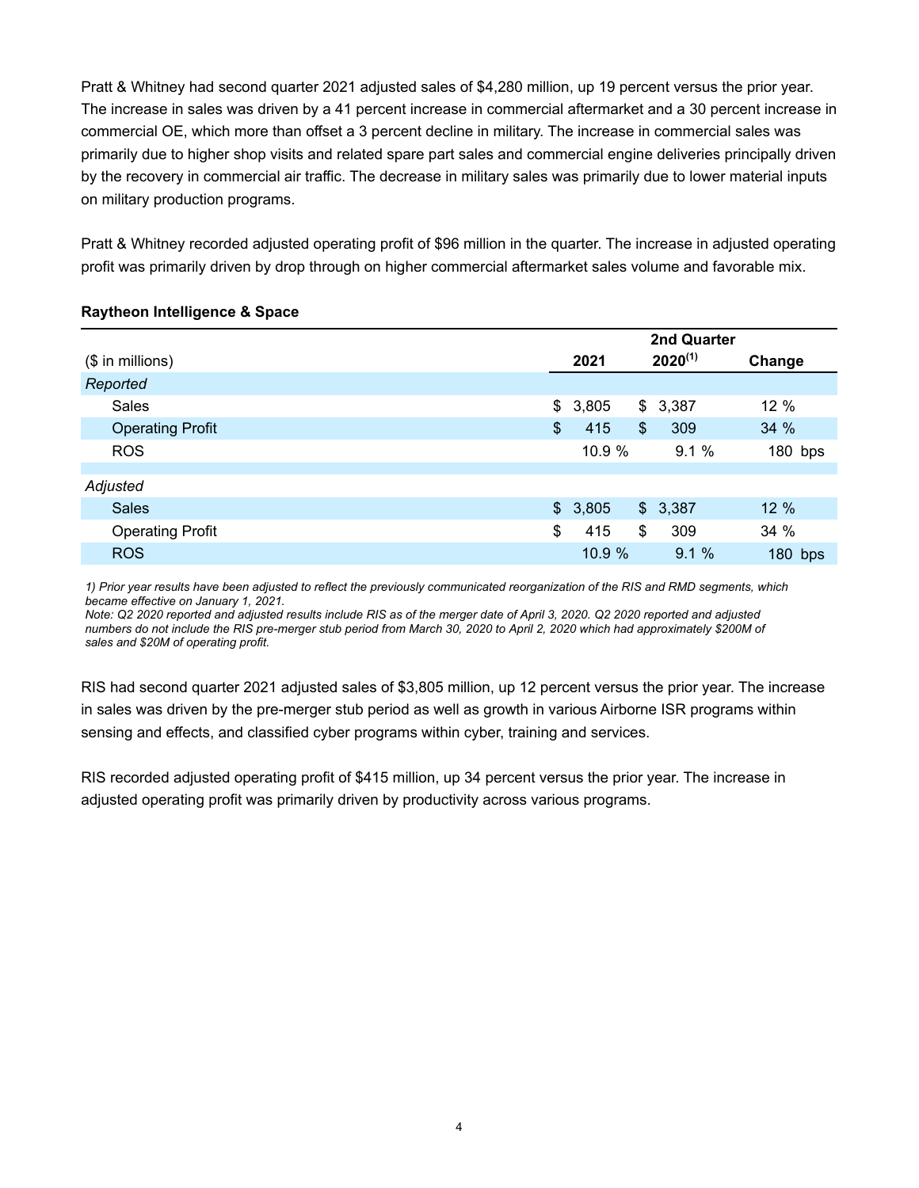Pratt & Whitney had second quarter 2021 adjusted sales of $4,280 million, up 19 percent versus the prior year. The increase in sales was driven by a 41 percent increase in commercial aftermarket and a 30 percent increase in commercial OE, which more than offset a 3 percent decline in military. The increase in commercial sales was primarily due to higher shop visits and related spare part sales and commercial engine deliveries principally driven by the recovery in commercial air traffic. The decrease in military sales was primarily due to lower material inputs on military production programs.

Pratt & Whitney recorded adjusted operating profit of $96 million in the quarter. The increase in adjusted operating profit was primarily driven by drop through on higher commercial aftermarket sales volume and favorable mix.

**Raytheon Intelligence & Space**

| ($ in millions) | 2nd Quarter 2021 | 2nd Quarter 2020[1] | Change |
|---|---|---|---|
| *Reported* | | | |
| Sales | $ 3,805 | $ 3,387 | 12 % |
| Operating Profit | $ 415 | $ 309 | 34 % |
| ROS | 10.9 % | 9.1 % | 180 bps |
| *Adjusted* | | | |
| Sales | $ 3,805 | $ 3,387 | 12 % |
| Operating Profit | $ 415 | $ 309 | 34 % |
| ROS | 10.9 % | 9.1 % | 180 bps |

*1) Prior year results have been adjusted to reflect the previously communicated reorganization of the RIS and RMD segments, which became effective on January 1, 2021.*
*Note: Q2 2020 reported and adjusted results include RIS as of the merger date of April 3, 2020. Q2 2020 reported and adjusted numbers do not include the RIS pre-merger stub period from March 30, 2020 to April 2, 2020 which had approximately $200M of sales and $20M of operating profit.*

RIS had second quarter 2021 adjusted sales of $3,805 million, up 12 percent versus the prior year. The increase in sales was driven by the pre-merger stub period as well as growth in various Airborne ISR programs within sensing and effects, and classified cyber programs within cyber, training and services.

RIS recorded adjusted operating profit of $415 million, up 34 percent versus the prior year. The increase in adjusted operating profit was primarily driven by productivity across various programs.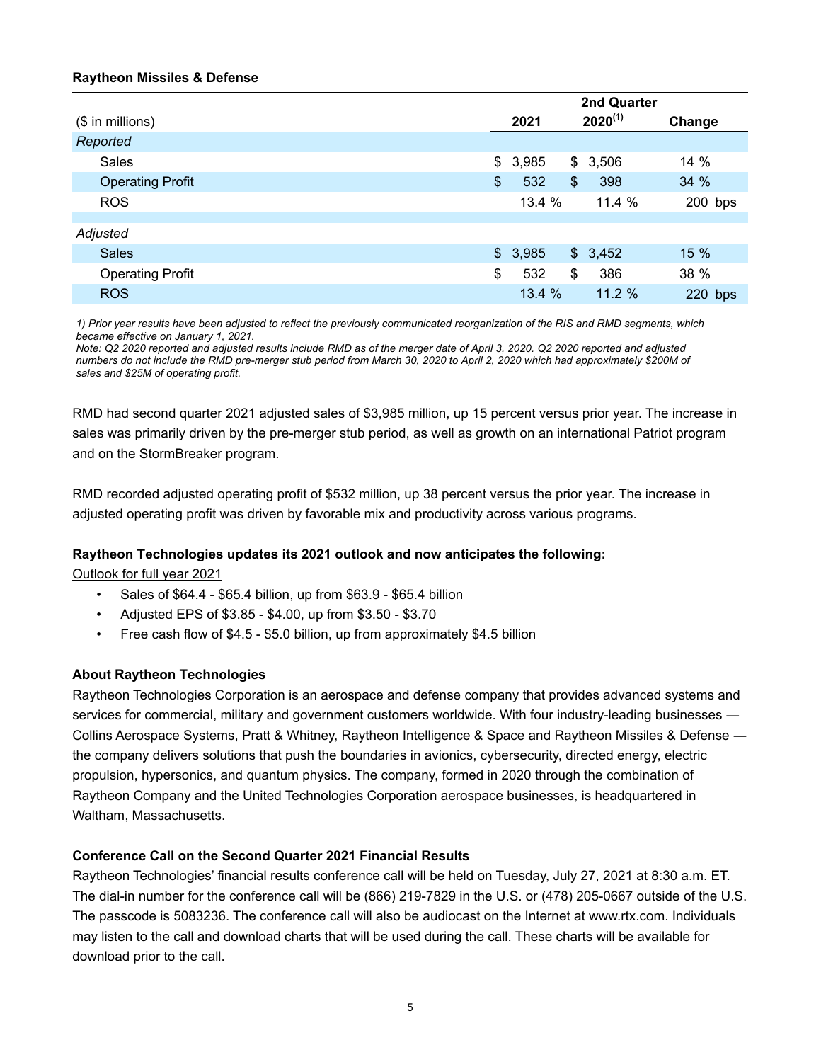**Raytheon Missiles & Defense**

| ($ in millions) | 2nd Quarter 2021 | 2nd Quarter 2020[(1)] | Change |
|---|---|---|---|
| *Reported* | | | |
| Sales | $ 3,985 | $ 3,506 | 14 % |
| Operating Profit | $ 532 | $ 398 | 34 % |
| ROS | 13.4 % | 11.4 % | 200 bps |
| *Adjusted* | | | |
| Sales | $ 3,985 | $ 3,452 | 15 % |
| Operating Profit | $ 532 | $ 386 | 38 % |
| ROS | 13.4 % | 11.2 % | 220 bps |

*1) Prior year results have been adjusted to reflect the previously communicated reorganization of the RIS and RMD segments, which became effective on January 1, 2021.*
*Note: Q2 2020 reported and adjusted results include RMD as of the merger date of April 3, 2020. Q2 2020 reported and adjusted numbers do not include the RMD pre-merger stub period from March 30, 2020 to April 2, 2020 which had approximately $200M of sales and $25M of operating profit.*

RMD had second quarter 2021 adjusted sales of $3,985 million, up 15 percent versus prior year. The increase in sales was primarily driven by the pre-merger stub period, as well as growth on an international Patriot program and on the StormBreaker program.

RMD recorded adjusted operating profit of $532 million, up 38 percent versus the prior year. The increase in adjusted operating profit was driven by favorable mix and productivity across various programs.

**Raytheon Technologies updates its 2021 outlook and now anticipates the following:**

Outlook for full year 2021

- Sales of $64.4 - $65.4 billion, up from $63.9 - $65.4 billion
- Adjusted EPS of $3.85 - $4.00, up from $3.50 - $3.70
- Free cash flow of $4.5 - $5.0 billion, up from approximately $4.5 billion

**About Raytheon Technologies**

Raytheon Technologies Corporation is an aerospace and defense company that provides advanced systems and services for commercial, military and government customers worldwide. With four industry-leading businesses — Collins Aerospace Systems, Pratt & Whitney, Raytheon Intelligence & Space and Raytheon Missiles & Defense — the company delivers solutions that push the boundaries in avionics, cybersecurity, directed energy, electric propulsion, hypersonics, and quantum physics. The company, formed in 2020 through the combination of Raytheon Company and the United Technologies Corporation aerospace businesses, is headquartered in Waltham, Massachusetts.

**Conference Call on the Second Quarter 2021 Financial Results**

Raytheon Technologies' financial results conference call will be held on Tuesday, July 27, 2021 at 8:30 a.m. ET. The dial-in number for the conference call will be (866) 219-7829 in the U.S. or (478) 205-0667 outside of the U.S. The passcode is 5083236. The conference call will also be audiocast on the Internet at www.rtx.com. Individuals may listen to the call and download charts that will be used during the call. These charts will be available for download prior to the call.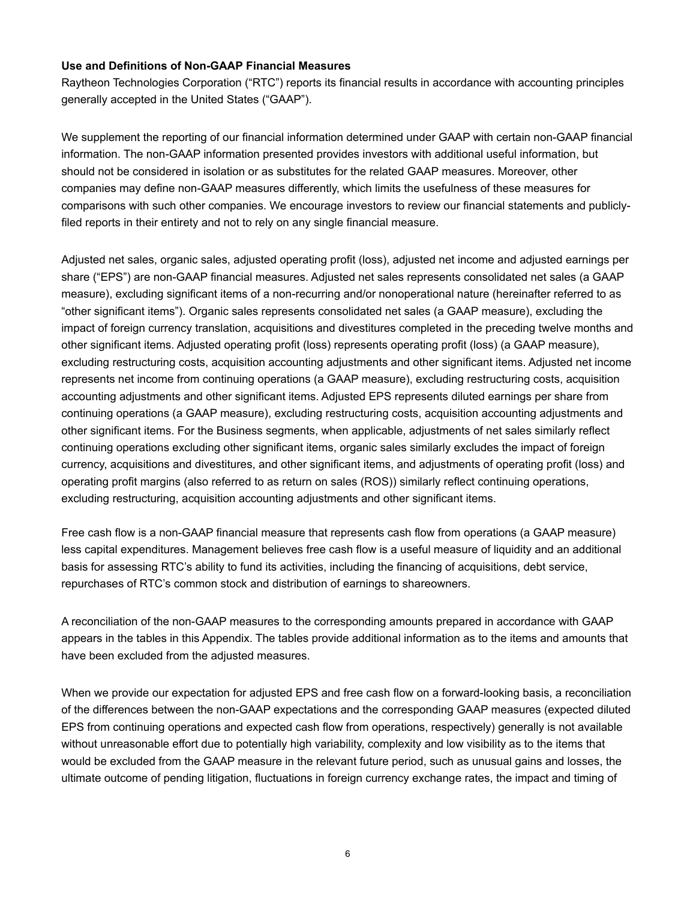**Use and Definitions of Non-GAAP Financial Measures**

Raytheon Technologies Corporation ("RTC") reports its financial results in accordance with accounting principles generally accepted in the United States ("GAAP").

We supplement the reporting of our financial information determined under GAAP with certain non-GAAP financial information. The non-GAAP information presented provides investors with additional useful information, but should not be considered in isolation or as substitutes for the related GAAP measures. Moreover, other companies may define non-GAAP measures differently, which limits the usefulness of these measures for comparisons with such other companies. We encourage investors to review our financial statements and publicly-filed reports in their entirety and not to rely on any single financial measure.

Adjusted net sales, organic sales, adjusted operating profit (loss), adjusted net income and adjusted earnings per share ("EPS") are non-GAAP financial measures. Adjusted net sales represents consolidated net sales (a GAAP measure), excluding significant items of a non-recurring and/or nonoperational nature (hereinafter referred to as "other significant items"). Organic sales represents consolidated net sales (a GAAP measure), excluding the impact of foreign currency translation, acquisitions and divestitures completed in the preceding twelve months and other significant items. Adjusted operating profit (loss) represents operating profit (loss) (a GAAP measure), excluding restructuring costs, acquisition accounting adjustments and other significant items. Adjusted net income represents net income from continuing operations (a GAAP measure), excluding restructuring costs, acquisition accounting adjustments and other significant items. Adjusted EPS represents diluted earnings per share from continuing operations (a GAAP measure), excluding restructuring costs, acquisition accounting adjustments and other significant items. For the Business segments, when applicable, adjustments of net sales similarly reflect continuing operations excluding other significant items, organic sales similarly excludes the impact of foreign currency, acquisitions and divestitures, and other significant items, and adjustments of operating profit (loss) and operating profit margins (also referred to as return on sales (ROS)) similarly reflect continuing operations, excluding restructuring, acquisition accounting adjustments and other significant items.

Free cash flow is a non-GAAP financial measure that represents cash flow from operations (a GAAP measure) less capital expenditures. Management believes free cash flow is a useful measure of liquidity and an additional basis for assessing RTC's ability to fund its activities, including the financing of acquisitions, debt service, repurchases of RTC's common stock and distribution of earnings to shareowners.

A reconciliation of the non-GAAP measures to the corresponding amounts prepared in accordance with GAAP appears in the tables in this Appendix. The tables provide additional information as to the items and amounts that have been excluded from the adjusted measures.

When we provide our expectation for adjusted EPS and free cash flow on a forward-looking basis, a reconciliation of the differences between the non-GAAP expectations and the corresponding GAAP measures (expected diluted EPS from continuing operations and expected cash flow from operations, respectively) generally is not available without unreasonable effort due to potentially high variability, complexity and low visibility as to the items that would be excluded from the GAAP measure in the relevant future period, such as unusual gains and losses, the ultimate outcome of pending litigation, fluctuations in foreign currency exchange rates, the impact and timing of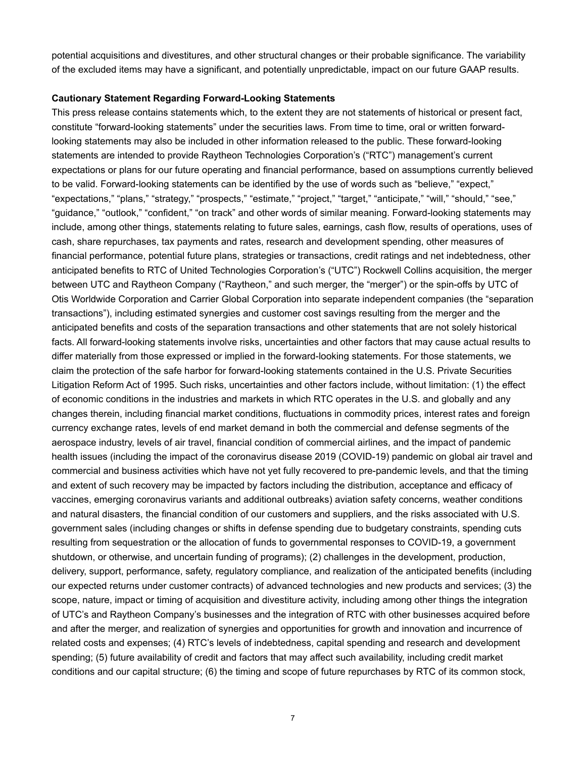potential acquisitions and divestitures, and other structural changes or their probable significance. The variability of the excluded items may have a significant, and potentially unpredictable, impact on our future GAAP results.

**Cautionary Statement Regarding Forward-Looking Statements**

This press release contains statements which, to the extent they are not statements of historical or present fact, constitute "forward-looking statements" under the securities laws. From time to time, oral or written forward-looking statements may also be included in other information released to the public. These forward-looking statements are intended to provide Raytheon Technologies Corporation's ("RTC") management's current expectations or plans for our future operating and financial performance, based on assumptions currently believed to be valid. Forward-looking statements can be identified by the use of words such as "believe," "expect," "expectations," "plans," "strategy," "prospects," "estimate," "project," "target," "anticipate," "will," "should," "see," "guidance," "outlook," "confident," "on track" and other words of similar meaning. Forward-looking statements may include, among other things, statements relating to future sales, earnings, cash flow, results of operations, uses of cash, share repurchases, tax payments and rates, research and development spending, other measures of financial performance, potential future plans, strategies or transactions, credit ratings and net indebtedness, other anticipated benefits to RTC of United Technologies Corporation's ("UTC") Rockwell Collins acquisition, the merger between UTC and Raytheon Company ("Raytheon," and such merger, the "merger") or the spin-offs by UTC of Otis Worldwide Corporation and Carrier Global Corporation into separate independent companies (the "separation transactions"), including estimated synergies and customer cost savings resulting from the merger and the anticipated benefits and costs of the separation transactions and other statements that are not solely historical facts. All forward-looking statements involve risks, uncertainties and other factors that may cause actual results to differ materially from those expressed or implied in the forward-looking statements. For those statements, we claim the protection of the safe harbor for forward-looking statements contained in the U.S. Private Securities Litigation Reform Act of 1995. Such risks, uncertainties and other factors include, without limitation: (1) the effect of economic conditions in the industries and markets in which RTC operates in the U.S. and globally and any changes therein, including financial market conditions, fluctuations in commodity prices, interest rates and foreign currency exchange rates, levels of end market demand in both the commercial and defense segments of the aerospace industry, levels of air travel, financial condition of commercial airlines, and the impact of pandemic health issues (including the impact of the coronavirus disease 2019 (COVID-19) pandemic on global air travel and commercial and business activities which have not yet fully recovered to pre-pandemic levels, and that the timing and extent of such recovery may be impacted by factors including the distribution, acceptance and efficacy of vaccines, emerging coronavirus variants and additional outbreaks) aviation safety concerns, weather conditions and natural disasters, the financial condition of our customers and suppliers, and the risks associated with U.S. government sales (including changes or shifts in defense spending due to budgetary constraints, spending cuts resulting from sequestration or the allocation of funds to governmental responses to COVID-19, a government shutdown, or otherwise, and uncertain funding of programs); (2) challenges in the development, production, delivery, support, performance, safety, regulatory compliance, and realization of the anticipated benefits (including our expected returns under customer contracts) of advanced technologies and new products and services; (3) the scope, nature, impact or timing of acquisition and divestiture activity, including among other things the integration of UTC's and Raytheon Company's businesses and the integration of RTC with other businesses acquired before and after the merger, and realization of synergies and opportunities for growth and innovation and incurrence of related costs and expenses; (4) RTC's levels of indebtedness, capital spending and research and development spending; (5) future availability of credit and factors that may affect such availability, including credit market conditions and our capital structure; (6) the timing and scope of future repurchases by RTC of its common stock,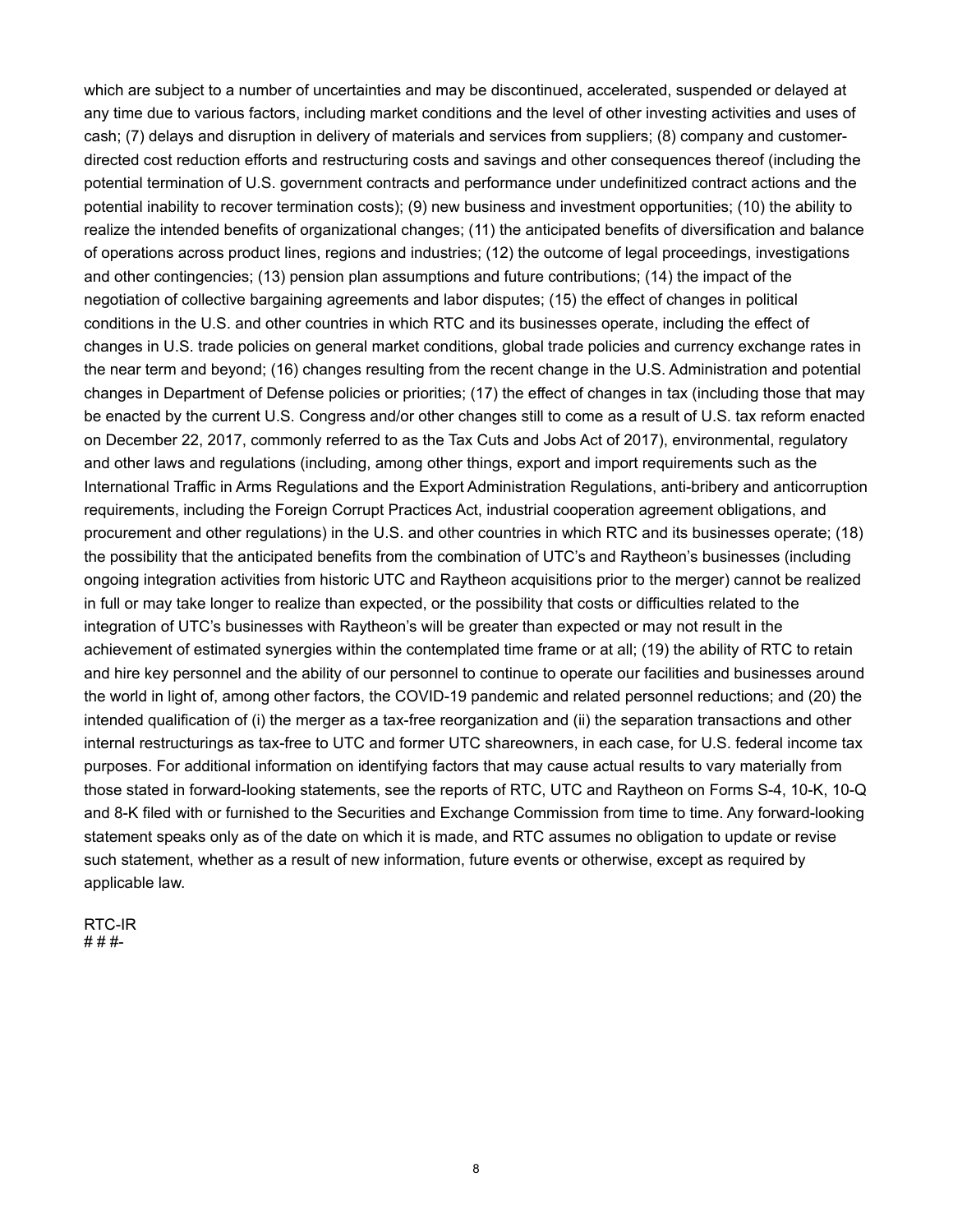which are subject to a number of uncertainties and may be discontinued, accelerated, suspended or delayed at any time due to various factors, including market conditions and the level of other investing activities and uses of cash; (7) delays and disruption in delivery of materials and services from suppliers; (8) company and customer-directed cost reduction efforts and restructuring costs and savings and other consequences thereof (including the potential termination of U.S. government contracts and performance under undefinitized contract actions and the potential inability to recover termination costs); (9) new business and investment opportunities; (10) the ability to realize the intended benefits of organizational changes; (11) the anticipated benefits of diversification and balance of operations across product lines, regions and industries; (12) the outcome of legal proceedings, investigations and other contingencies; (13) pension plan assumptions and future contributions; (14) the impact of the negotiation of collective bargaining agreements and labor disputes; (15) the effect of changes in political conditions in the U.S. and other countries in which RTC and its businesses operate, including the effect of changes in U.S. trade policies on general market conditions, global trade policies and currency exchange rates in the near term and beyond; (16) changes resulting from the recent change in the U.S. Administration and potential changes in Department of Defense policies or priorities; (17) the effect of changes in tax (including those that may be enacted by the current U.S. Congress and/or other changes still to come as a result of U.S. tax reform enacted on December 22, 2017, commonly referred to as the Tax Cuts and Jobs Act of 2017), environmental, regulatory and other laws and regulations (including, among other things, export and import requirements such as the International Traffic in Arms Regulations and the Export Administration Regulations, anti-bribery and anticorruption requirements, including the Foreign Corrupt Practices Act, industrial cooperation agreement obligations, and procurement and other regulations) in the U.S. and other countries in which RTC and its businesses operate; (18) the possibility that the anticipated benefits from the combination of UTC's and Raytheon's businesses (including ongoing integration activities from historic UTC and Raytheon acquisitions prior to the merger) cannot be realized in full or may take longer to realize than expected, or the possibility that costs or difficulties related to the integration of UTC's businesses with Raytheon's will be greater than expected or may not result in the achievement of estimated synergies within the contemplated time frame or at all; (19) the ability of RTC to retain and hire key personnel and the ability of our personnel to continue to operate our facilities and businesses around the world in light of, among other factors, the COVID-19 pandemic and related personnel reductions; and (20) the intended qualification of (i) the merger as a tax-free reorganization and (ii) the separation transactions and other internal restructurings as tax-free to UTC and former UTC shareowners, in each case, for U.S. federal income tax purposes. For additional information on identifying factors that may cause actual results to vary materially from those stated in forward-looking statements, see the reports of RTC, UTC and Raytheon on Forms S-4, 10-K, 10-Q and 8-K filed with or furnished to the Securities and Exchange Commission from time to time. Any forward-looking statement speaks only as of the date on which it is made, and RTC assumes no obligation to update or revise such statement, whether as a result of new information, future events or otherwise, except as required by applicable law.

RTC-IR
# # #-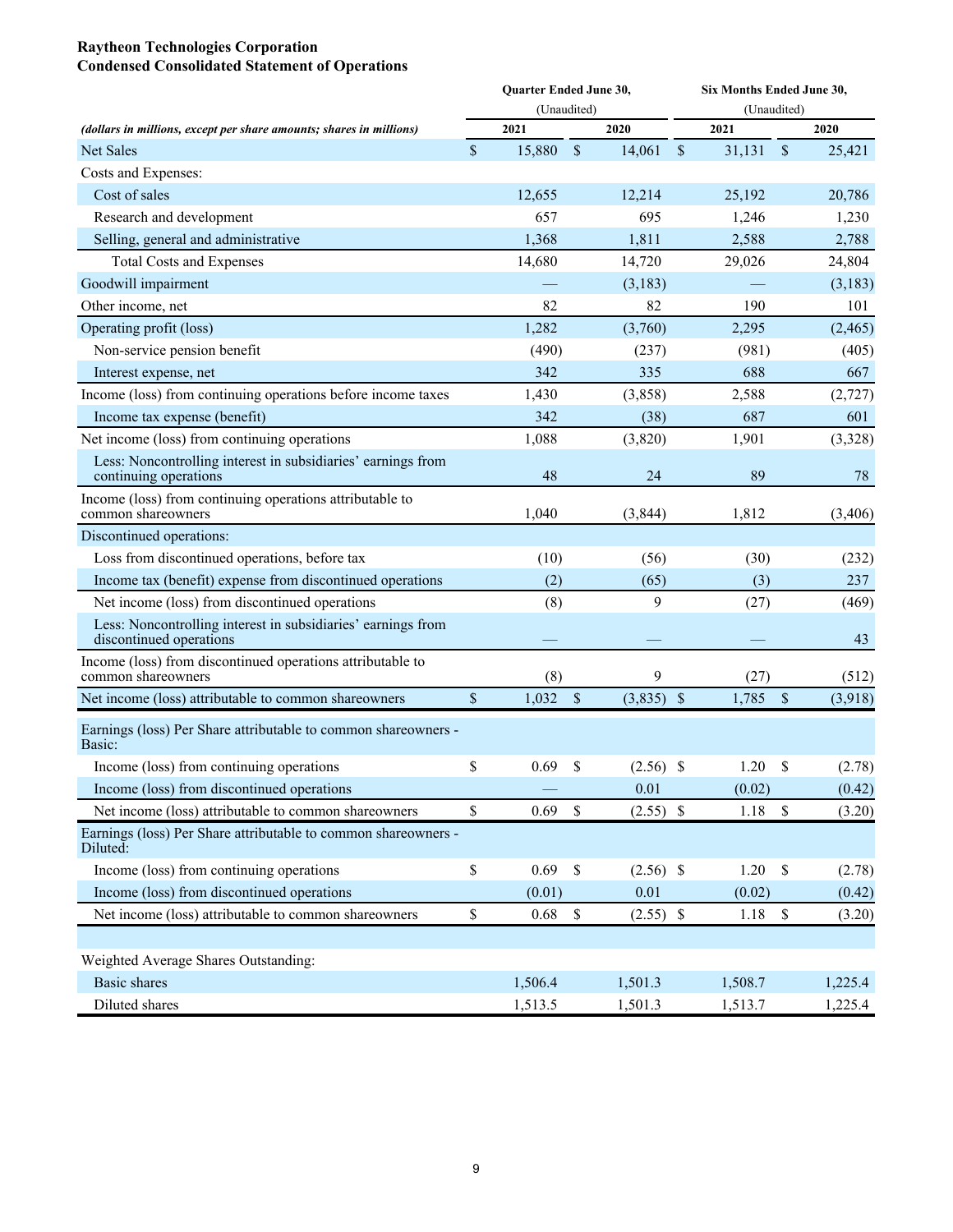**Raytheon Technologies Corporation**
**Condensed Consolidated Statement of Operations**

| *(dollars in millions, except per share amounts; shares in millions)* | Quarter Ended June 30, (Unaudited) 2021 | Quarter Ended June 30, (Unaudited) 2020 | Six Months Ended June 30, (Unaudited) 2021 | Six Months Ended June 30, (Unaudited) 2020 |
|---|---|---|---|---|
| Net Sales | $ 15,880 | $ 14,061 | $ 31,131 | $ 25,421 |
| Costs and Expenses: | | | | |
| Cost of sales | 12,655 | 12,214 | 25,192 | 20,786 |
| Research and development | 657 | 695 | 1,246 | 1,230 |
| Selling, general and administrative | 1,368 | 1,811 | 2,588 | 2,788 |
| Total Costs and Expenses | 14,680 | 14,720 | 29,026 | 24,804 |
| Goodwill impairment | — | (3,183) | — | (3,183) |
| Other income, net | 82 | 82 | 190 | 101 |
| Operating profit (loss) | 1,282 | (3,760) | 2,295 | (2,465) |
| Non-service pension benefit | (490) | (237) | (981) | (405) |
| Interest expense, net | 342 | 335 | 688 | 667 |
| Income (loss) from continuing operations before income taxes | 1,430 | (3,858) | 2,588 | (2,727) |
| Income tax expense (benefit) | 342 | (38) | 687 | 601 |
| Net income (loss) from continuing operations | 1,088 | (3,820) | 1,901 | (3,328) |
| Less: Noncontrolling interest in subsidiaries' earnings from continuing operations | 48 | 24 | 89 | 78 |
| Income (loss) from continuing operations attributable to common shareowners | 1,040 | (3,844) | 1,812 | (3,406) |
| Discontinued operations: | | | | |
| Loss from discontinued operations, before tax | (10) | (56) | (30) | (232) |
| Income tax (benefit) expense from discontinued operations | (2) | (65) | (3) | 237 |
| Net income (loss) from discontinued operations | (8) | 9 | (27) | (469) |
| Less: Noncontrolling interest in subsidiaries' earnings from discontinued operations | — | — | — | 43 |
| Income (loss) from discontinued operations attributable to common shareowners | (8) | 9 | (27) | (512) |
| Net income (loss) attributable to common shareowners | $ 1,032 | $ (3,835) | $ 1,785 | $ (3,918) |
| Earnings (loss) Per Share attributable to common shareowners - Basic: | | | | |
| Income (loss) from continuing operations | $ 0.69 | $ (2.56) | $ 1.20 | $ (2.78) |
| Income (loss) from discontinued operations | — | 0.01 | (0.02) | (0.42) |
| Net income (loss) attributable to common shareowners | $ 0.69 | $ (2.55) | $ 1.18 | $ (3.20) |
| Earnings (loss) Per Share attributable to common shareowners - Diluted: | | | | |
| Income (loss) from continuing operations | $ 0.69 | $ (2.56) | $ 1.20 | $ (2.78) |
| Income (loss) from discontinued operations | (0.01) | 0.01 | (0.02) | (0.42) |
| Net income (loss) attributable to common shareowners | $ 0.68 | $ (2.55) | $ 1.18 | $ (3.20) |
| | | | | |
| Weighted Average Shares Outstanding: | | | | |
| Basic shares | 1,506.4 | 1,501.3 | 1,508.7 | 1,225.4 |
| Diluted shares | 1,513.5 | 1,501.3 | 1,513.7 | 1,225.4 |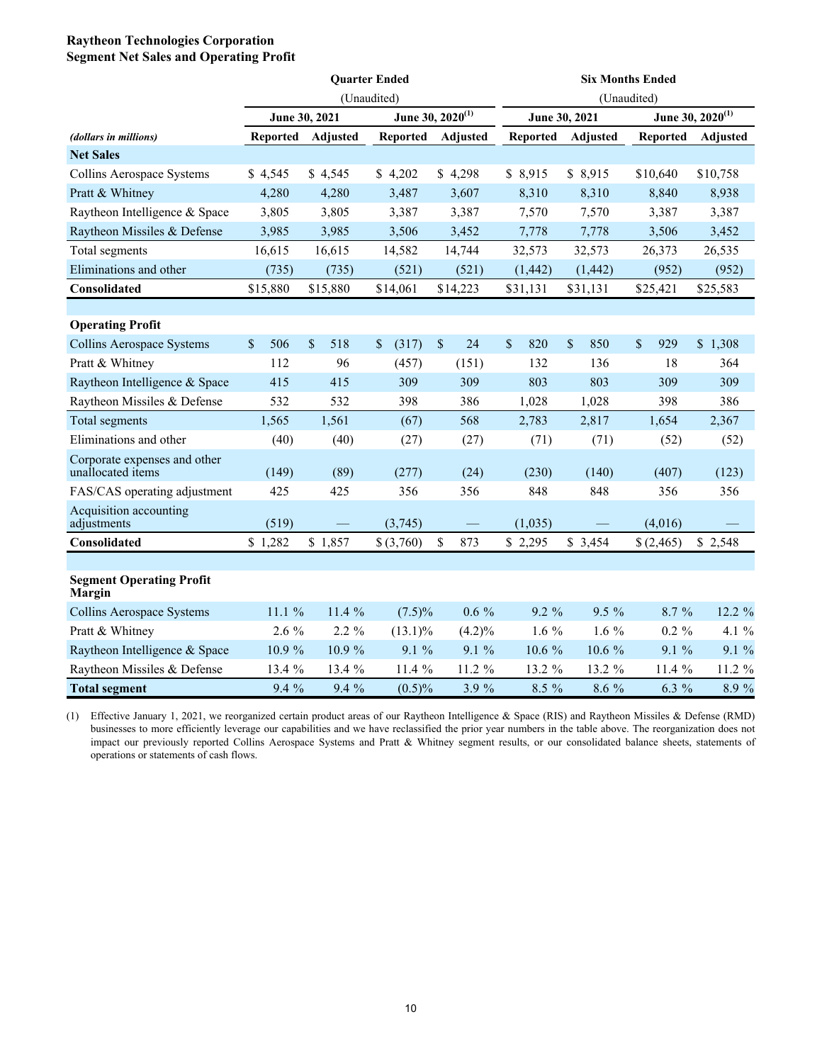**Raytheon Technologies Corporation**
**Segment Net Sales and Operating Profit**

| | Quarter Ended | | | | Six Months Ended | | | |
|---|---|---|---|---|---|---|---|---|
| | (Unaudited) | | | | (Unaudited) | | | |
| | June 30, 2021 | | June 30, 2020[(1)] | | June 30, 2021 | | June 30, 2020[(1)] | |
| *(dollars in millions)* | Reported | Adjusted | Reported | Adjusted | Reported | Adjusted | Reported | Adjusted |
| **Net Sales** | | | | | | | | |
| Collins Aerospace Systems | $ 4,545 | $ 4,545 | $ 4,202 | $ 4,298 | $ 8,915 | $ 8,915 | $10,640 | $10,758 |
| Pratt & Whitney | 4,280 | 4,280 | 3,487 | 3,607 | 8,310 | 8,310 | 8,840 | 8,938 |
| Raytheon Intelligence & Space | 3,805 | 3,805 | 3,387 | 3,387 | 7,570 | 7,570 | 3,387 | 3,387 |
| Raytheon Missiles & Defense | 3,985 | 3,985 | 3,506 | 3,452 | 7,778 | 7,778 | 3,506 | 3,452 |
| Total segments | 16,615 | 16,615 | 14,582 | 14,744 | 32,573 | 32,573 | 26,373 | 26,535 |
| Eliminations and other | (735) | (735) | (521) | (521) | (1,442) | (1,442) | (952) | (952) |
| **Consolidated** | $15,880 | $15,880 | $14,061 | $14,223 | $31,131 | $31,131 | $25,421 | $25,583 |
| | | | | | | | | |
| **Operating Profit** | | | | | | | | |
| Collins Aerospace Systems | $ 506 | $ 518 | $ (317) | $ 24 | $ 820 | $ 850 | $ 929 | $ 1,308 |
| Pratt & Whitney | 112 | 96 | (457) | (151) | 132 | 136 | 18 | 364 |
| Raytheon Intelligence & Space | 415 | 415 | 309 | 309 | 803 | 803 | 309 | 309 |
| Raytheon Missiles & Defense | 532 | 532 | 398 | 386 | 1,028 | 1,028 | 398 | 386 |
| Total segments | 1,565 | 1,561 | (67) | 568 | 2,783 | 2,817 | 1,654 | 2,367 |
| Eliminations and other | (40) | (40) | (27) | (27) | (71) | (71) | (52) | (52) |
| Corporate expenses and other unallocated items | (149) | (89) | (277) | (24) | (230) | (140) | (407) | (123) |
| FAS/CAS operating adjustment | 425 | 425 | 356 | 356 | 848 | 848 | 356 | 356 |
| Acquisition accounting adjustments | (519) | — | (3,745) | — | (1,035) | — | (4,016) | — |
| **Consolidated** | $ 1,282 | $ 1,857 | $ (3,760) | $ 873 | $ 2,295 | $ 3,454 | $ (2,465) | $ 2,548 |
| | | | | | | | | |
| **Segment Operating Profit Margin** | | | | | | | | |
| Collins Aerospace Systems | 11.1 % | 11.4 % | (7.5)% | 0.6 % | 9.2 % | 9.5 % | 8.7 % | 12.2 % |
| Pratt & Whitney | 2.6 % | 2.2 % | (13.1)% | (4.2)% | 1.6 % | 1.6 % | 0.2 % | 4.1 % |
| Raytheon Intelligence & Space | 10.9 % | 10.9 % | 9.1 % | 9.1 % | 10.6 % | 10.6 % | 9.1 % | 9.1 % |
| Raytheon Missiles & Defense | 13.4 % | 13.4 % | 11.4 % | 11.2 % | 13.2 % | 13.2 % | 11.4 % | 11.2 % |
| **Total segment** | 9.4 % | 9.4 % | (0.5)% | 3.9 % | 8.5 % | 8.6 % | 6.3 % | 8.9 % |

(1) Effective January 1, 2021, we reorganized certain product areas of our Raytheon Intelligence & Space (RIS) and Raytheon Missiles & Defense (RMD) businesses to more efficiently leverage our capabilities and we have reclassified the prior year numbers in the table above. The reorganization does not impact our previously reported Collins Aerospace Systems and Pratt & Whitney segment results, or our consolidated balance sheets, statements of operations or statements of cash flows.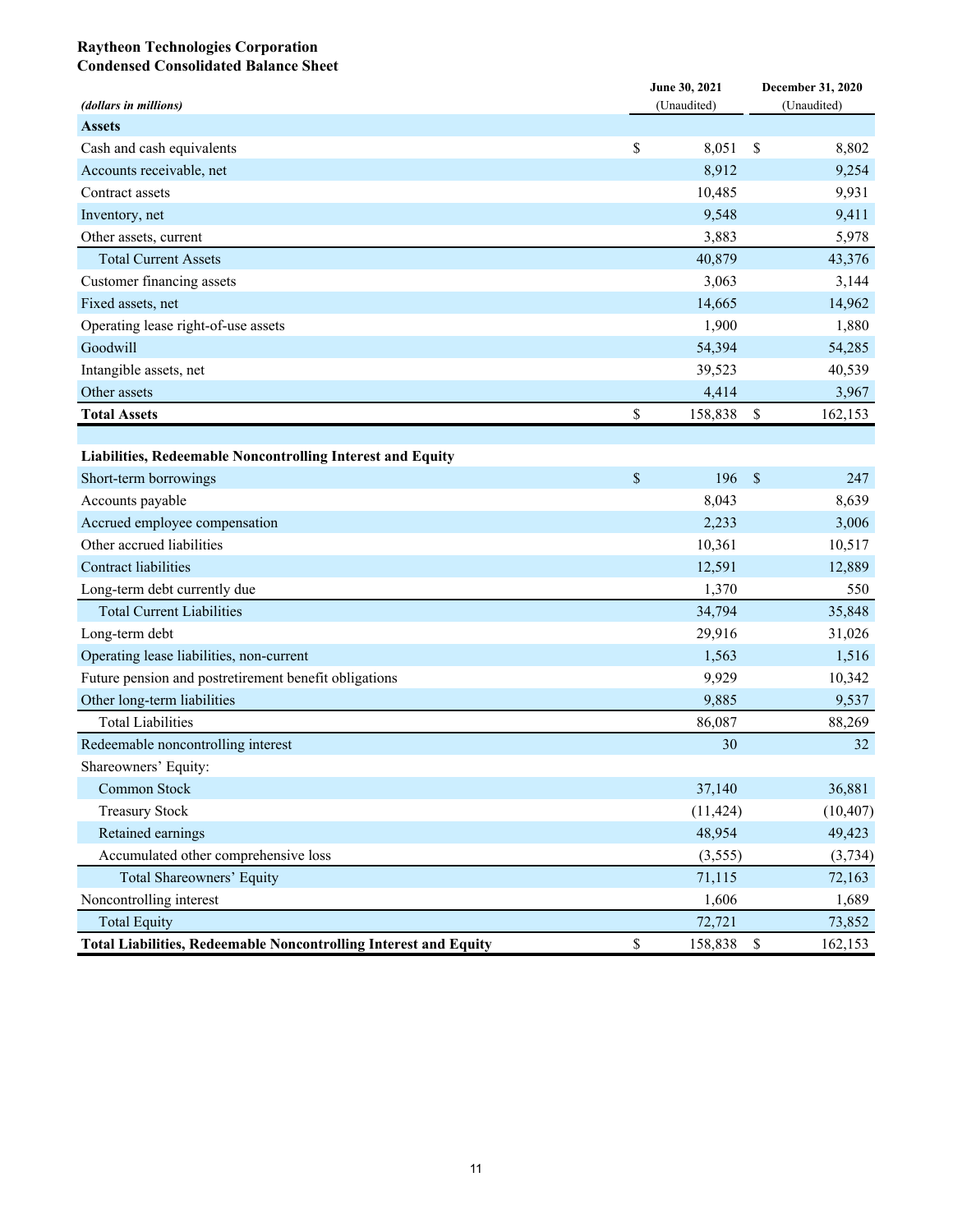**Raytheon Technologies Corporation**
**Condensed Consolidated Balance Sheet**

| *(dollars in millions)* | June 30, 2021 (Unaudited) | December 31, 2020 (Unaudited) |
|---|---|---|
| **Assets** | | |
| Cash and cash equivalents | $ 8,051 | $ 8,802 |
| Accounts receivable, net | 8,912 | 9,254 |
| Contract assets | 10,485 | 9,931 |
| Inventory, net | 9,548 | 9,411 |
| Other assets, current | 3,883 | 5,978 |
| Total Current Assets | 40,879 | 43,376 |
| Customer financing assets | 3,063 | 3,144 |
| Fixed assets, net | 14,665 | 14,962 |
| Operating lease right-of-use assets | 1,900 | 1,880 |
| Goodwill | 54,394 | 54,285 |
| Intangible assets, net | 39,523 | 40,539 |
| Other assets | 4,414 | 3,967 |
| **Total Assets** | $ 158,838 | $ 162,153 |
| | | |
| **Liabilities, Redeemable Noncontrolling Interest and Equity** | | |
| Short-term borrowings | $ 196 | $ 247 |
| Accounts payable | 8,043 | 8,639 |
| Accrued employee compensation | 2,233 | 3,006 |
| Other accrued liabilities | 10,361 | 10,517 |
| Contract liabilities | 12,591 | 12,889 |
| Long-term debt currently due | 1,370 | 550 |
| Total Current Liabilities | 34,794 | 35,848 |
| Long-term debt | 29,916 | 31,026 |
| Operating lease liabilities, non-current | 1,563 | 1,516 |
| Future pension and postretirement benefit obligations | 9,929 | 10,342 |
| Other long-term liabilities | 9,885 | 9,537 |
| Total Liabilities | 86,087 | 88,269 |
| Redeemable noncontrolling interest | 30 | 32 |
| Shareowners' Equity: | | |
| Common Stock | 37,140 | 36,881 |
| Treasury Stock | (11,424) | (10,407) |
| Retained earnings | 48,954 | 49,423 |
| Accumulated other comprehensive loss | (3,555) | (3,734) |
| Total Shareowners' Equity | 71,115 | 72,163 |
| Noncontrolling interest | 1,606 | 1,689 |
| Total Equity | 72,721 | 73,852 |
| **Total Liabilities, Redeemable Noncontrolling Interest and Equity** | $ 158,838 | $ 162,153 |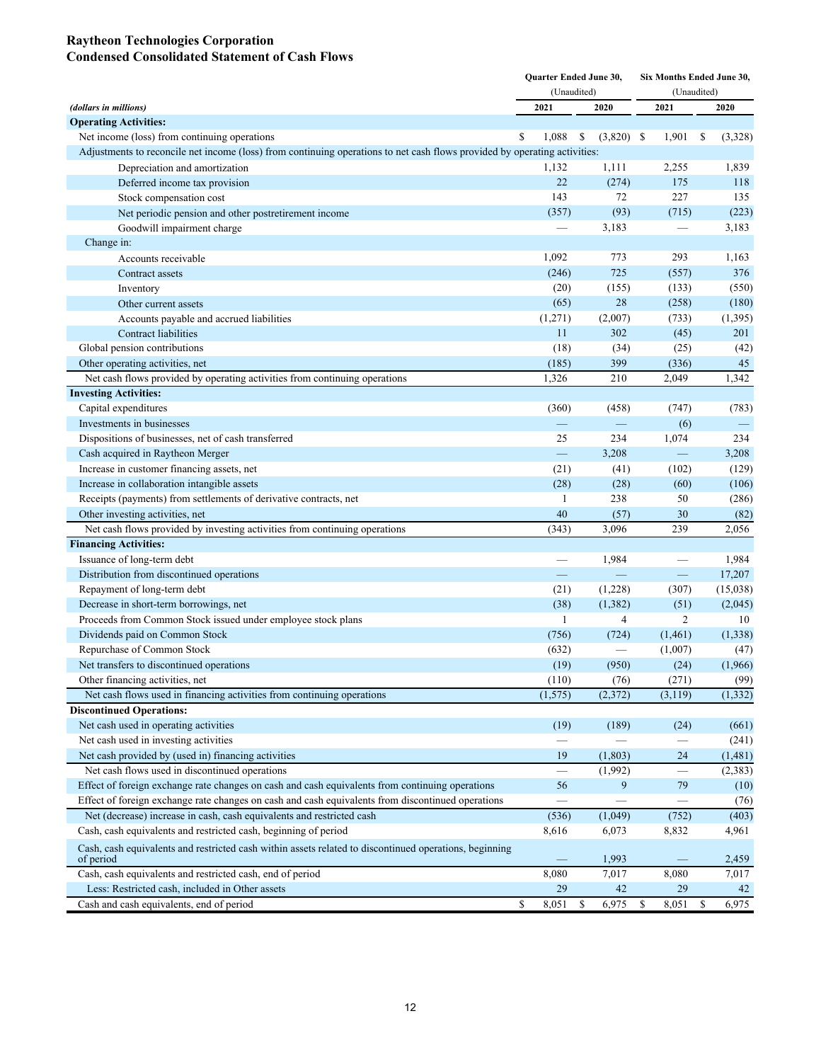# Raytheon Technologies Corporation
## Condensed Consolidated Statement of Cash Flows

| *(dollars in millions)* | Quarter Ended June 30, (Unaudited) 2021 | Quarter Ended June 30, (Unaudited) 2020 | Six Months Ended June 30, (Unaudited) 2021 | Six Months Ended June 30, (Unaudited) 2020 |
|---|---|---|---|---|
| **Operating Activities:** | | | | |
| Net income (loss) from continuing operations | $ 1,088 | $ (3,820) | $ 1,901 | $ (3,328) |
| Adjustments to reconcile net income (loss) from continuing operations to net cash flows provided by operating activities: | | | | |
| Depreciation and amortization | 1,132 | 1,111 | 2,255 | 1,839 |
| Deferred income tax provision | 22 | (274) | 175 | 118 |
| Stock compensation cost | 143 | 72 | 227 | 135 |
| Net periodic pension and other postretirement income | (357) | (93) | (715) | (223) |
| Goodwill impairment charge | — | 3,183 | — | 3,183 |
| Change in: | | | | |
| Accounts receivable | 1,092 | 773 | 293 | 1,163 |
| Contract assets | (246) | 725 | (557) | 376 |
| Inventory | (20) | (155) | (133) | (550) |
| Other current assets | (65) | 28 | (258) | (180) |
| Accounts payable and accrued liabilities | (1,271) | (2,007) | (733) | (1,395) |
| Contract liabilities | 11 | 302 | (45) | 201 |
| Global pension contributions | (18) | (34) | (25) | (42) |
| Other operating activities, net | (185) | 399 | (336) | 45 |
| Net cash flows provided by operating activities from continuing operations | 1,326 | 210 | 2,049 | 1,342 |
| **Investing Activities:** | | | | |
| Capital expenditures | (360) | (458) | (747) | (783) |
| Investments in businesses | — | — | (6) | — |
| Dispositions of businesses, net of cash transferred | 25 | 234 | 1,074 | 234 |
| Cash acquired in Raytheon Merger | — | 3,208 | — | 3,208 |
| Increase in customer financing assets, net | (21) | (41) | (102) | (129) |
| Increase in collaboration intangible assets | (28) | (28) | (60) | (106) |
| Receipts (payments) from settlements of derivative contracts, net | 1 | 238 | 50 | (286) |
| Other investing activities, net | 40 | (57) | 30 | (82) |
| Net cash flows provided by investing activities from continuing operations | (343) | 3,096 | 239 | 2,056 |
| **Financing Activities:** | | | | |
| Issuance of long-term debt | — | 1,984 | — | 1,984 |
| Distribution from discontinued operations | — | — | — | 17,207 |
| Repayment of long-term debt | (21) | (1,228) | (307) | (15,038) |
| Decrease in short-term borrowings, net | (38) | (1,382) | (51) | (2,045) |
| Proceeds from Common Stock issued under employee stock plans | 1 | 4 | 2 | 10 |
| Dividends paid on Common Stock | (756) | (724) | (1,461) | (1,338) |
| Repurchase of Common Stock | (632) | — | (1,007) | (47) |
| Net transfers to discontinued operations | (19) | (950) | (24) | (1,966) |
| Other financing activities, net | (110) | (76) | (271) | (99) |
| Net cash flows used in financing activities from continuing operations | (1,575) | (2,372) | (3,119) | (1,332) |
| **Discontinued Operations:** | | | | |
| Net cash used in operating activities | (19) | (189) | (24) | (661) |
| Net cash used in investing activities | — | — | — | (241) |
| Net cash provided by (used in) financing activities | 19 | (1,803) | 24 | (1,481) |
| Net cash flows used in discontinued operations | — | (1,992) | — | (2,383) |
| Effect of foreign exchange rate changes on cash and cash equivalents from continuing operations | 56 | 9 | 79 | (10) |
| Effect of foreign exchange rate changes on cash and cash equivalents from discontinued operations | — | — | — | (76) |
| Net (decrease) increase in cash, cash equivalents and restricted cash | (536) | (1,049) | (752) | (403) |
| Cash, cash equivalents and restricted cash, beginning of period | 8,616 | 6,073 | 8,832 | 4,961 |
| Cash, cash equivalents and restricted cash within assets related to discontinued operations, beginning of period | — | 1,993 | — | 2,459 |
| Cash, cash equivalents and restricted cash, end of period | 8,080 | 7,017 | 8,080 | 7,017 |
| Less: Restricted cash, included in Other assets | 29 | 42 | 29 | 42 |
| Cash and cash equivalents, end of period | $ 8,051 | $ 6,975 | $ 8,051 | $ 6,975 |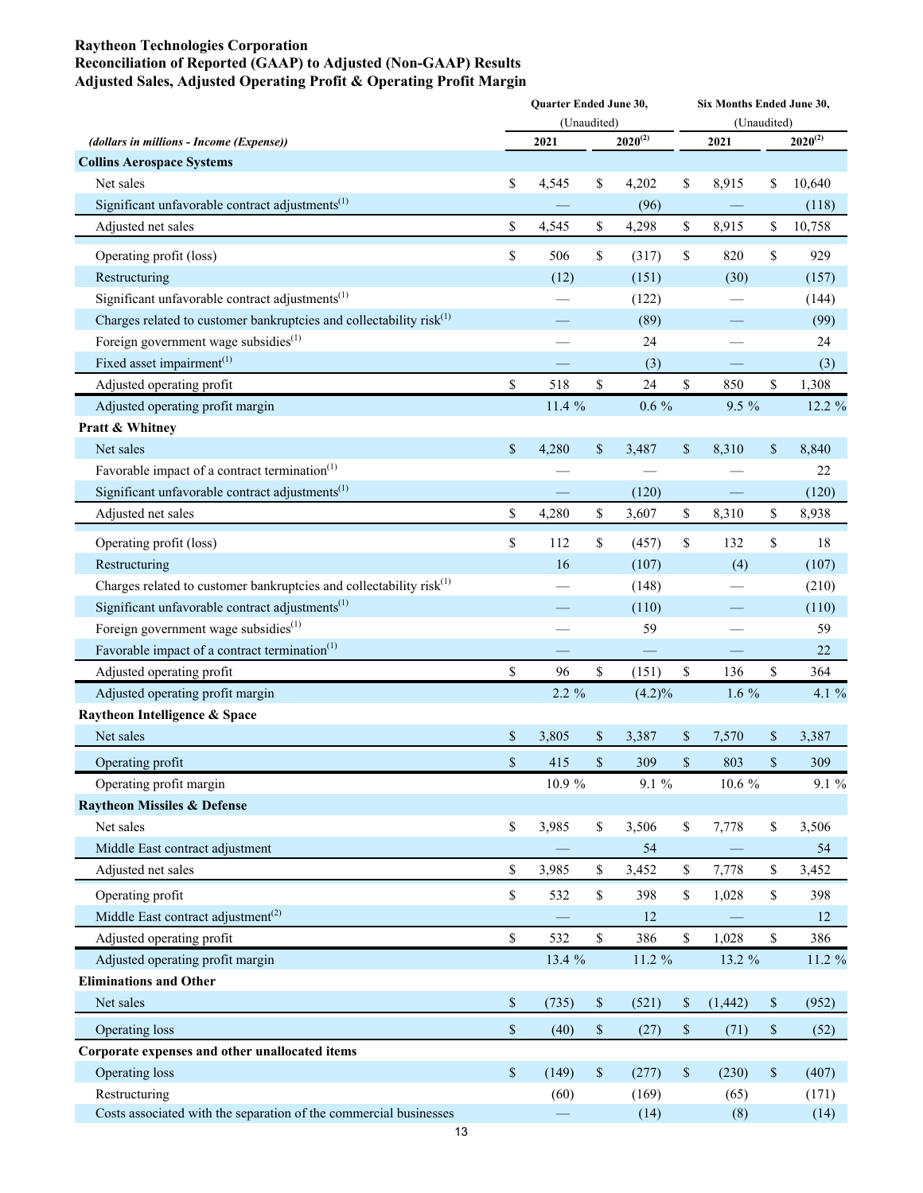**Raytheon Technologies Corporation**
**Reconciliation of Reported (GAAP) to Adjusted (Non-GAAP) Results**
**Adjusted Sales, Adjusted Operating Profit & Operating Profit Margin**

| | Quarter Ended June 30, (Unaudited) | | Six Months Ended June 30, (Unaudited) | |
|---|---|---|---|---|
| *(dollars in millions - Income (Expense))* | 2021 | 2020[2] | 2021 | 2020[2] |
| **Collins Aerospace Systems** | | | | |
| Net sales | $ 4,545 | $ 4,202 | $ 8,915 | $ 10,640 |
| Significant unfavorable contract adjustments[1] | — | (96) | — | (118) |
| Adjusted net sales | $ 4,545 | $ 4,298 | $ 8,915 | $ 10,758 |
| Operating profit (loss) | $ 506 | $ (317) | $ 820 | $ 929 |
| Restructuring | (12) | (151) | (30) | (157) |
| Significant unfavorable contract adjustments[1] | — | (122) | — | (144) |
| Charges related to customer bankruptcies and collectability risk[1] | — | (89) | — | (99) |
| Foreign government wage subsidies[1] | — | 24 | — | 24 |
| Fixed asset impairment[1] | — | (3) | — | (3) |
| Adjusted operating profit | $ 518 | $ 24 | $ 850 | $ 1,308 |
| Adjusted operating profit margin | 11.4 % | 0.6 % | 9.5 % | 12.2 % |
| **Pratt & Whitney** | | | | |
| Net sales | $ 4,280 | $ 3,487 | $ 8,310 | $ 8,840 |
| Favorable impact of a contract termination[1] | — | — | — | 22 |
| Significant unfavorable contract adjustments[1] | — | (120) | — | (120) |
| Adjusted net sales | $ 4,280 | $ 3,607 | $ 8,310 | $ 8,938 |
| Operating profit (loss) | $ 112 | $ (457) | $ 132 | $ 18 |
| Restructuring | 16 | (107) | (4) | (107) |
| Charges related to customer bankruptcies and collectability risk[1] | — | (148) | — | (210) |
| Significant unfavorable contract adjustments[1] | — | (110) | — | (110) |
| Foreign government wage subsidies[1] | — | 59 | — | 59 |
| Favorable impact of a contract termination[1] | — | — | — | 22 |
| Adjusted operating profit | $ 96 | $ (151) | $ 136 | $ 364 |
| Adjusted operating profit margin | 2.2 % | (4.2)% | 1.6 % | 4.1 % |
| **Raytheon Intelligence & Space** | | | | |
| Net sales | $ 3,805 | $ 3,387 | $ 7,570 | $ 3,387 |
| Operating profit | $ 415 | $ 309 | $ 803 | $ 309 |
| Operating profit margin | 10.9 % | 9.1 % | 10.6 % | 9.1 % |
| **Raytheon Missiles & Defense** | | | | |
| Net sales | $ 3,985 | $ 3,506 | $ 7,778 | $ 3,506 |
| Middle East contract adjustment | — | 54 | — | 54 |
| Adjusted net sales | $ 3,985 | $ 3,452 | $ 7,778 | $ 3,452 |
| Operating profit | $ 532 | $ 398 | $ 1,028 | $ 398 |
| Middle East contract adjustment[2] | — | 12 | — | 12 |
| Adjusted operating profit | $ 532 | $ 386 | $ 1,028 | $ 386 |
| Adjusted operating profit margin | 13.4 % | 11.2 % | 13.2 % | 11.2 % |
| **Eliminations and Other** | | | | |
| Net sales | $ (735) | $ (521) | $ (1,442) | $ (952) |
| Operating loss | $ (40) | $ (27) | $ (71) | $ (52) |
| **Corporate expenses and other unallocated items** | | | | |
| Operating loss | $ (149) | $ (277) | $ (230) | $ (407) |
| Restructuring | (60) | (169) | (65) | (171) |
| Costs associated with the separation of the commercial businesses | — | (14) | (8) | (14) |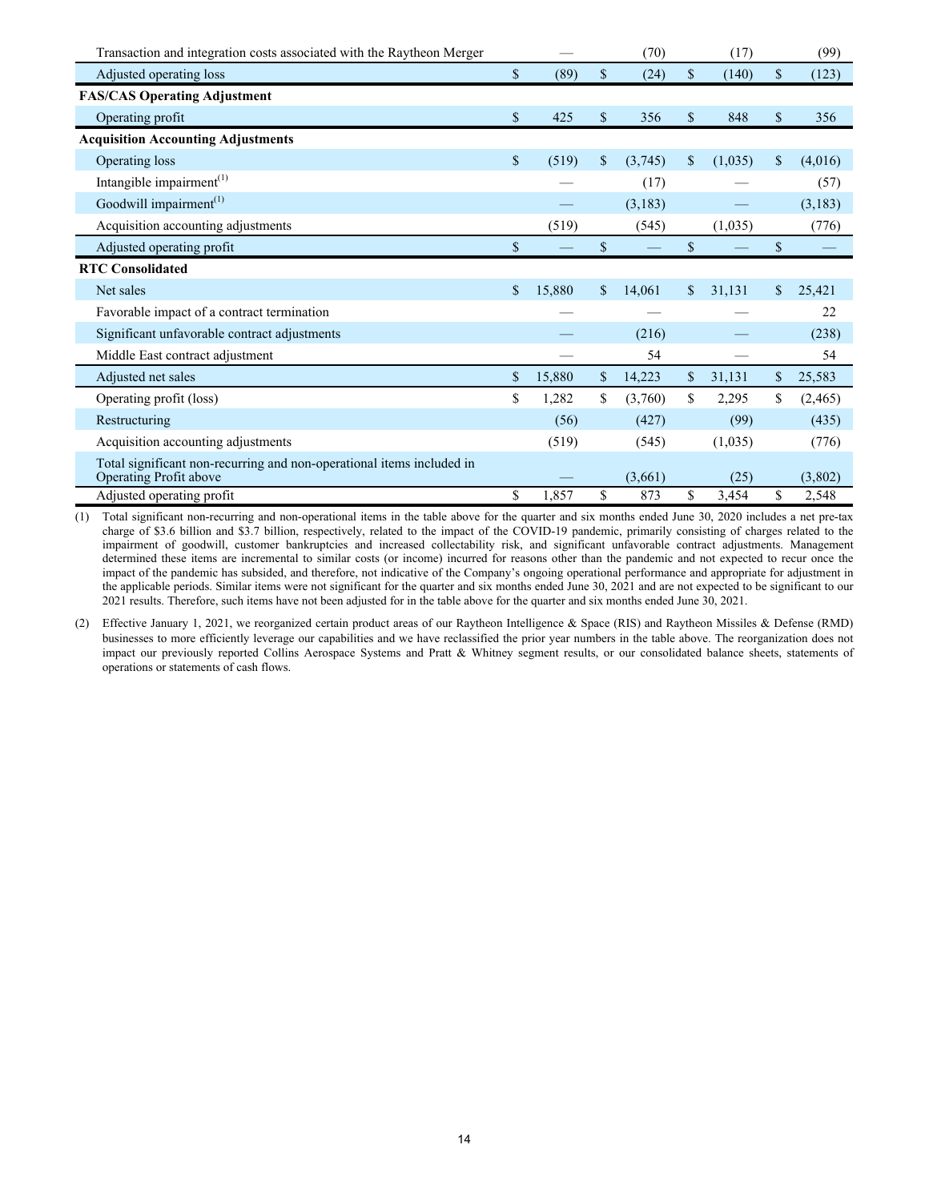| | | | | |
|---|---|---|---|---|
| Transaction and integration costs associated with the Raytheon Merger | — | (70) | (17) | (99) |
| Adjusted operating loss | $ (89) | $ (24) | $ (140) | $ (123) |
| **FAS/CAS Operating Adjustment** | | | | |
| Operating profit | $ 425 | $ 356 | $ 848 | $ 356 |
| **Acquisition Accounting Adjustments** | | | | |
| Operating loss | $ (519) | $ (3,745) | $ (1,035) | $ (4,016) |
| Intangible impairment[(1)] | — | (17) | — | (57) |
| Goodwill impairment[(1)] | — | (3,183) | — | (3,183) |
| Acquisition accounting adjustments | (519) | (545) | (1,035) | (776) |
| Adjusted operating profit | $ — | $ — | $ — | $ — |
| **RTC Consolidated** | | | | |
| Net sales | $ 15,880 | $ 14,061 | $ 31,131 | $ 25,421 |
| Favorable impact of a contract termination | — | — | — | 22 |
| Significant unfavorable contract adjustments | — | (216) | — | (238) |
| Middle East contract adjustment | — | 54 | — | 54 |
| Adjusted net sales | $ 15,880 | $ 14,223 | $ 31,131 | $ 25,583 |
| Operating profit (loss) | $ 1,282 | $ (3,760) | $ 2,295 | $ (2,465) |
| Restructuring | (56) | (427) | (99) | (435) |
| Acquisition accounting adjustments | (519) | (545) | (1,035) | (776) |
| Total significant non-recurring and non-operational items included in Operating Profit above | — | (3,661) | (25) | (3,802) |
| Adjusted operating profit | $ 1,857 | $ 873 | $ 3,454 | $ 2,548 |

(1) Total significant non-recurring and non-operational items in the table above for the quarter and six months ended June 30, 2020 includes a net pre-tax charge of $3.6 billion and $3.7 billion, respectively, related to the impact of the COVID-19 pandemic, primarily consisting of charges related to the impairment of goodwill, customer bankruptcies and increased collectability risk, and significant unfavorable contract adjustments. Management determined these items are incremental to similar costs (or income) incurred for reasons other than the pandemic and not expected to recur once the impact of the pandemic has subsided, and therefore, not indicative of the Company's ongoing operational performance and appropriate for adjustment in the applicable periods. Similar items were not significant for the quarter and six months ended June 30, 2021 and are not expected to be significant to our 2021 results. Therefore, such items have not been adjusted for in the table above for the quarter and six months ended June 30, 2021.

(2) Effective January 1, 2021, we reorganized certain product areas of our Raytheon Intelligence & Space (RIS) and Raytheon Missiles & Defense (RMD) businesses to more efficiently leverage our capabilities and we have reclassified the prior year numbers in the table above. The reorganization does not impact our previously reported Collins Aerospace Systems and Pratt & Whitney segment results, or our consolidated balance sheets, statements of operations or statements of cash flows.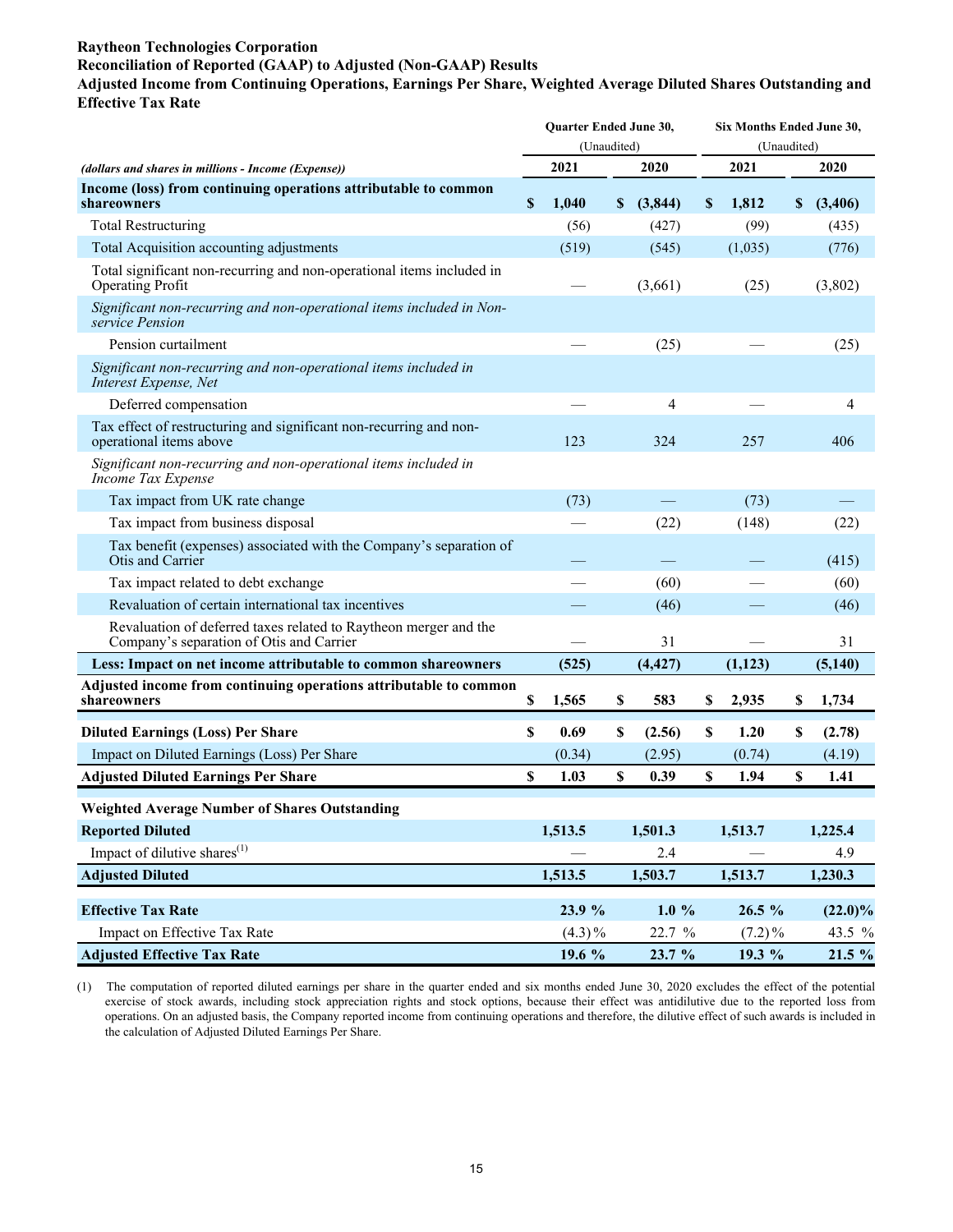**Raytheon Technologies Corporation**
**Reconciliation of Reported (GAAP) to Adjusted (Non-GAAP) Results**
**Adjusted Income from Continuing Operations, Earnings Per Share, Weighted Average Diluted Shares Outstanding and Effective Tax Rate**

| *(dollars and shares in millions - Income (Expense))* | Quarter Ended June 30, (Unaudited) 2021 | Quarter Ended June 30, (Unaudited) 2020 | Six Months Ended June 30, (Unaudited) 2021 | Six Months Ended June 30, (Unaudited) 2020 |
|---|---|---|---|---|
| **Income (loss) from continuing operations attributable to common shareowners** | **$ 1,040** | **$ (3,844)** | **$ 1,812** | **$ (3,406)** |
| Total Restructuring | (56) | (427) | (99) | (435) |
| Total Acquisition accounting adjustments | (519) | (545) | (1,035) | (776) |
| Total significant non-recurring and non-operational items included in Operating Profit | — | (3,661) | (25) | (3,802) |
| *Significant non-recurring and non-operational items included in Non-service Pension* | | | | |
| Pension curtailment | — | (25) | — | (25) |
| *Significant non-recurring and non-operational items included in Interest Expense, Net* | | | | |
| Deferred compensation | — | 4 | — | 4 |
| Tax effect of restructuring and significant non-recurring and non-operational items above | 123 | 324 | 257 | 406 |
| *Significant non-recurring and non-operational items included in Income Tax Expense* | | | | |
| Tax impact from UK rate change | (73) | — | (73) | — |
| Tax impact from business disposal | — | (22) | (148) | (22) |
| Tax benefit (expenses) associated with the Company's separation of Otis and Carrier | — | — | — | (415) |
| Tax impact related to debt exchange | — | (60) | — | (60) |
| Revaluation of certain international tax incentives | — | (46) | — | (46) |
| Revaluation of deferred taxes related to Raytheon merger and the Company's separation of Otis and Carrier | — | 31 | — | 31 |
| **Less: Impact on net income attributable to common shareowners** | **(525)** | **(4,427)** | **(1,123)** | **(5,140)** |
| **Adjusted income from continuing operations attributable to common shareowners** | **$ 1,565** | **$ 583** | **$ 2,935** | **$ 1,734** |
| | | | | |
| **Diluted Earnings (Loss) Per Share** | **$ 0.69** | **$ (2.56)** | **$ 1.20** | **$ (2.78)** |
| Impact on Diluted Earnings (Loss) Per Share | (0.34) | (2.95) | (0.74) | (4.19) |
| **Adjusted Diluted Earnings Per Share** | **$ 1.03** | **$ 0.39** | **$ 1.94** | **$ 1.41** |
| | | | | |
| **Weighted Average Number of Shares Outstanding** | | | | |
| **Reported Diluted** | **1,513.5** | **1,501.3** | **1,513.7** | **1,225.4** |
| Impact of dilutive shares[(1)] | — | 2.4 | — | 4.9 |
| **Adjusted Diluted** | **1,513.5** | **1,503.7** | **1,513.7** | **1,230.3** |
| | | | | |
| **Effective Tax Rate** | **23.9 %** | **1.0 %** | **26.5 %** | **(22.0)%** |
| Impact on Effective Tax Rate | (4.3)% | 22.7 % | (7.2)% | 43.5 % |
| **Adjusted Effective Tax Rate** | **19.6 %** | **23.7 %** | **19.3 %** | **21.5 %** |

(1) The computation of reported diluted earnings per share in the quarter ended and six months ended June 30, 2020 excludes the effect of the potential exercise of stock awards, including stock appreciation rights and stock options, because their effect was antidilutive due to the reported loss from operations. On an adjusted basis, the Company reported income from continuing operations and therefore, the dilutive effect of such awards is included in the calculation of Adjusted Diluted Earnings Per Share.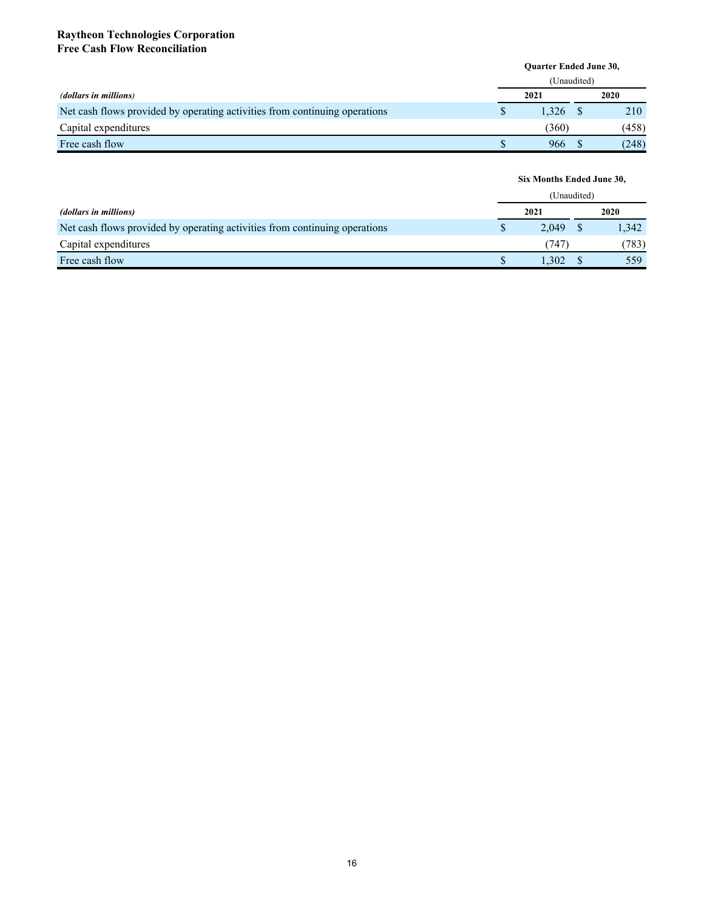**Raytheon Technologies Corporation**
**Free Cash Flow Reconciliation**

| | Quarter Ended June 30, (Unaudited) | |
|---|---|---|
| *(dollars in millions)* | 2021 | 2020 |
| Net cash flows provided by operating activities from continuing operations | $ 1,326 | $ 210 |
| Capital expenditures | (360) | (458) |
| Free cash flow | $ 966 | $ (248) |

| | Six Months Ended June 30, (Unaudited) | |
|---|---|---|
| *(dollars in millions)* | 2021 | 2020 |
| Net cash flows provided by operating activities from continuing operations | $ 2,049 | $ 1,342 |
| Capital expenditures | (747) | (783) |
| Free cash flow | $ 1,302 | $ 559 |